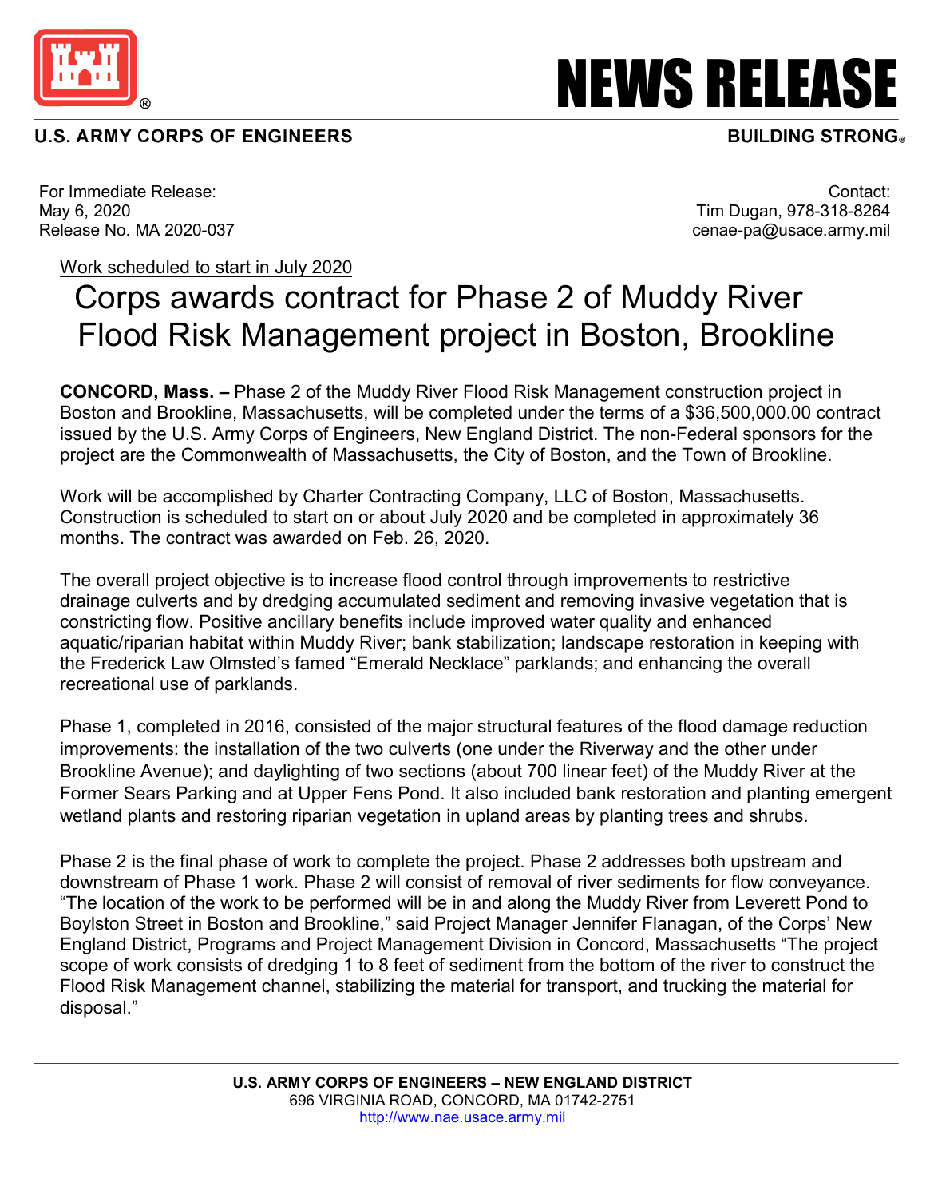# NEWS RELEASE

**U.S. ARMY CORPS OF ENGINEERS** **BUILDING STRONG®**

For Immediate Release:
May 6, 2020
Release No. MA 2020-037

Contact:
Tim Dugan, 978-318-8264
cenae-pa@usace.army.mil

Work scheduled to start in July 2020

## Corps awards contract for Phase 2 of Muddy River Flood Risk Management project in Boston, Brookline

**CONCORD, Mass. –** Phase 2 of the Muddy River Flood Risk Management construction project in Boston and Brookline, Massachusetts, will be completed under the terms of a $36,500,000.00 contract issued by the U.S. Army Corps of Engineers, New England District. The non-Federal sponsors for the project are the Commonwealth of Massachusetts, the City of Boston, and the Town of Brookline.

Work will be accomplished by Charter Contracting Company, LLC of Boston, Massachusetts. Construction is scheduled to start on or about July 2020 and be completed in approximately 36 months. The contract was awarded on Feb. 26, 2020.

The overall project objective is to increase flood control through improvements to restrictive drainage culverts and by dredging accumulated sediment and removing invasive vegetation that is constricting flow. Positive ancillary benefits include improved water quality and enhanced aquatic/riparian habitat within Muddy River; bank stabilization; landscape restoration in keeping with the Frederick Law Olmsted's famed "Emerald Necklace" parklands; and enhancing the overall recreational use of parklands.

Phase 1, completed in 2016, consisted of the major structural features of the flood damage reduction improvements: the installation of the two culverts (one under the Riverway and the other under Brookline Avenue); and daylighting of two sections (about 700 linear feet) of the Muddy River at the Former Sears Parking and at Upper Fens Pond. It also included bank restoration and planting emergent wetland plants and restoring riparian vegetation in upland areas by planting trees and shrubs.

Phase 2 is the final phase of work to complete the project. Phase 2 addresses both upstream and downstream of Phase 1 work. Phase 2 will consist of removal of river sediments for flow conveyance. "The location of the work to be performed will be in and along the Muddy River from Leverett Pond to Boylston Street in Boston and Brookline," said Project Manager Jennifer Flanagan, of the Corps' New England District, Programs and Project Management Division in Concord, Massachusetts "The project scope of work consists of dredging 1 to 8 feet of sediment from the bottom of the river to construct the Flood Risk Management channel, stabilizing the material for transport, and trucking the material for disposal."

**U.S. ARMY CORPS OF ENGINEERS – NEW ENGLAND DISTRICT**
696 VIRGINIA ROAD, CONCORD, MA 01742-2751
http://www.nae.usace.army.mil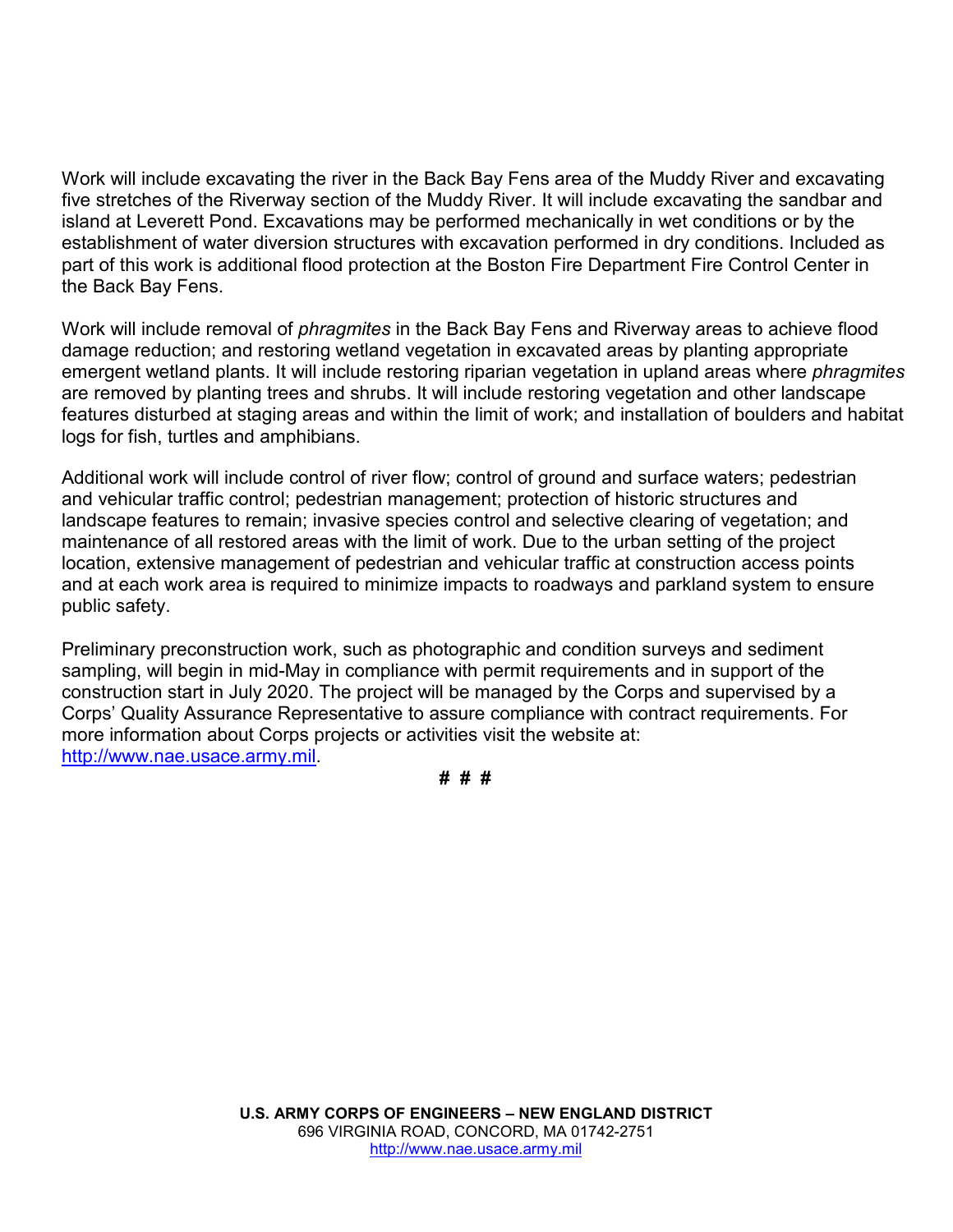Work will include excavating the river in the Back Bay Fens area of the Muddy River and excavating five stretches of the Riverway section of the Muddy River. It will include excavating the sandbar and island at Leverett Pond. Excavations may be performed mechanically in wet conditions or by the establishment of water diversion structures with excavation performed in dry conditions. Included as part of this work is additional flood protection at the Boston Fire Department Fire Control Center in the Back Bay Fens.

Work will include removal of *phragmites* in the Back Bay Fens and Riverway areas to achieve flood damage reduction; and restoring wetland vegetation in excavated areas by planting appropriate emergent wetland plants. It will include restoring riparian vegetation in upland areas where *phragmites* are removed by planting trees and shrubs. It will include restoring vegetation and other landscape features disturbed at staging areas and within the limit of work; and installation of boulders and habitat logs for fish, turtles and amphibians.

Additional work will include control of river flow; control of ground and surface waters; pedestrian and vehicular traffic control; pedestrian management; protection of historic structures and landscape features to remain; invasive species control and selective clearing of vegetation; and maintenance of all restored areas with the limit of work. Due to the urban setting of the project location, extensive management of pedestrian and vehicular traffic at construction access points and at each work area is required to minimize impacts to roadways and parkland system to ensure public safety.

Preliminary preconstruction work, such as photographic and condition surveys and sediment sampling, will begin in mid-May in compliance with permit requirements and in support of the construction start in July 2020. The project will be managed by the Corps and supervised by a Corps' Quality Assurance Representative to assure compliance with contract requirements. For more information about Corps projects or activities visit the website at: [http://www.nae.usace.army.mil](http://www.nae.usace.army.mil).

**# # #**

**U.S. ARMY CORPS OF ENGINEERS – NEW ENGLAND DISTRICT**
696 VIRGINIA ROAD, CONCORD, MA 01742-2751
[http://www.nae.usace.army.mil](http://www.nae.usace.army.mil)